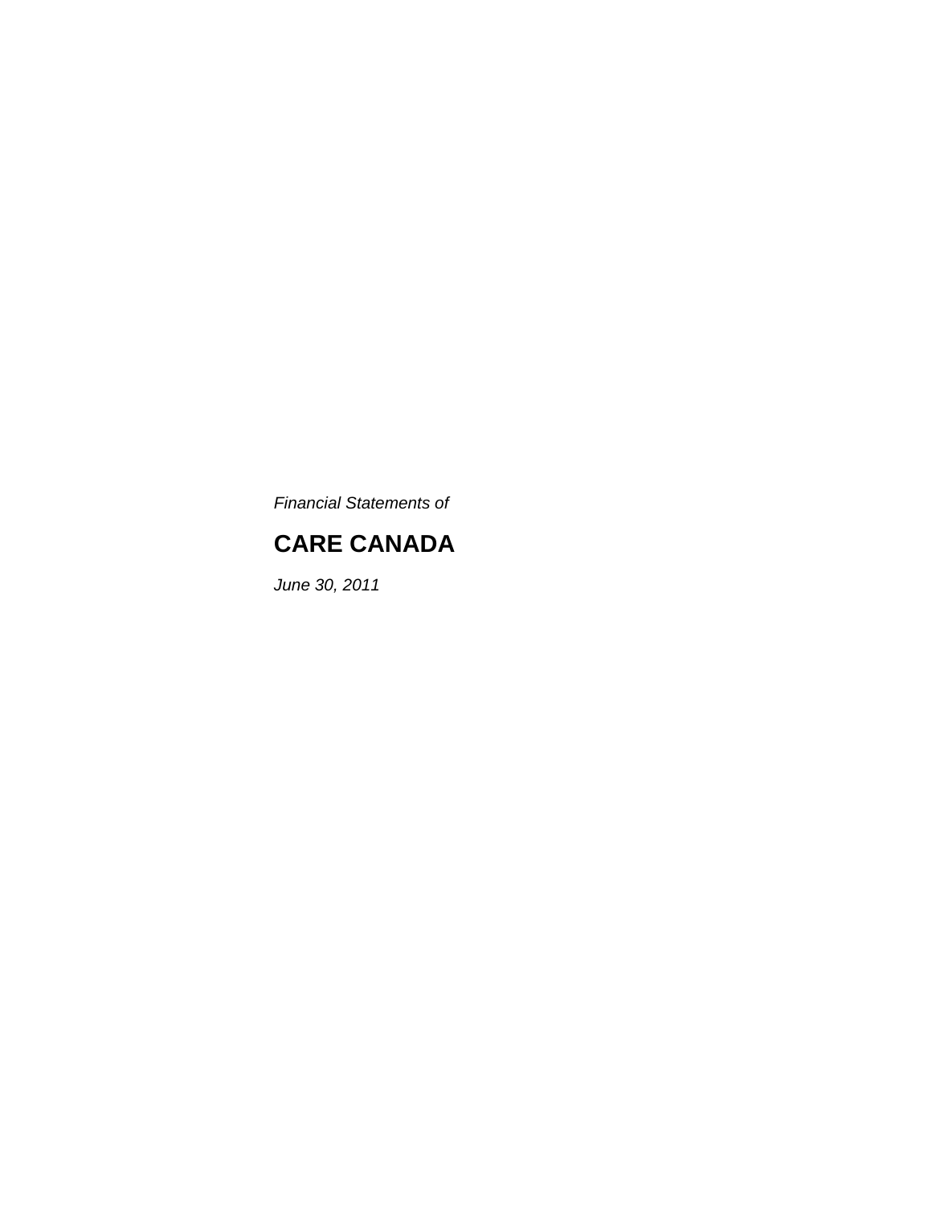*Financial Statements of*

# CARE CANADA

*June 30, 2011*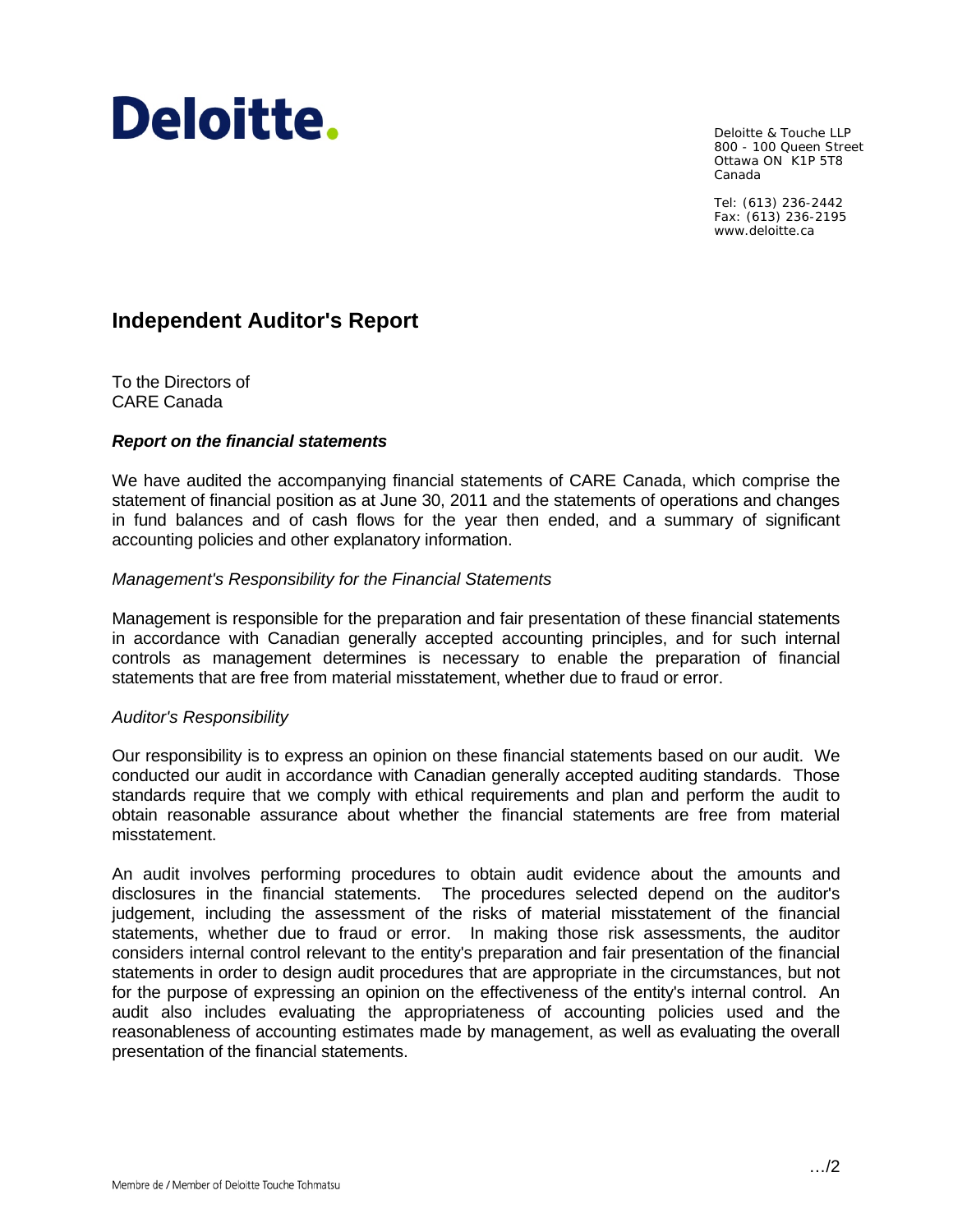Deloitte.

Deloitte & Touche LLP
800 - 100 Queen Street
Ottawa ON K1P 5T8
Canada

Tel: (613) 236-2442
Fax: (613) 236-2195
www.deloitte.ca

## Independent Auditor's Report

To the Directors of
CARE Canada

### *Report on the financial statements*

We have audited the accompanying financial statements of CARE Canada, which comprise the statement of financial position as at June 30, 2011 and the statements of operations and changes in fund balances and of cash flows for the year then ended, and a summary of significant accounting policies and other explanatory information.

*Management's Responsibility for the Financial Statements*

Management is responsible for the preparation and fair presentation of these financial statements in accordance with Canadian generally accepted accounting principles, and for such internal controls as management determines is necessary to enable the preparation of financial statements that are free from material misstatement, whether due to fraud or error.

*Auditor's Responsibility*

Our responsibility is to express an opinion on these financial statements based on our audit. We conducted our audit in accordance with Canadian generally accepted auditing standards. Those standards require that we comply with ethical requirements and plan and perform the audit to obtain reasonable assurance about whether the financial statements are free from material misstatement.

An audit involves performing procedures to obtain audit evidence about the amounts and disclosures in the financial statements. The procedures selected depend on the auditor's judgement, including the assessment of the risks of material misstatement of the financial statements, whether due to fraud or error. In making those risk assessments, the auditor considers internal control relevant to the entity's preparation and fair presentation of the financial statements in order to design audit procedures that are appropriate in the circumstances, but not for the purpose of expressing an opinion on the effectiveness of the entity's internal control. An audit also includes evaluating the appropriateness of accounting policies used and the reasonableness of accounting estimates made by management, as well as evaluating the overall presentation of the financial statements.

…/2

Membre de / Member of Deloitte Touche Tohmatsu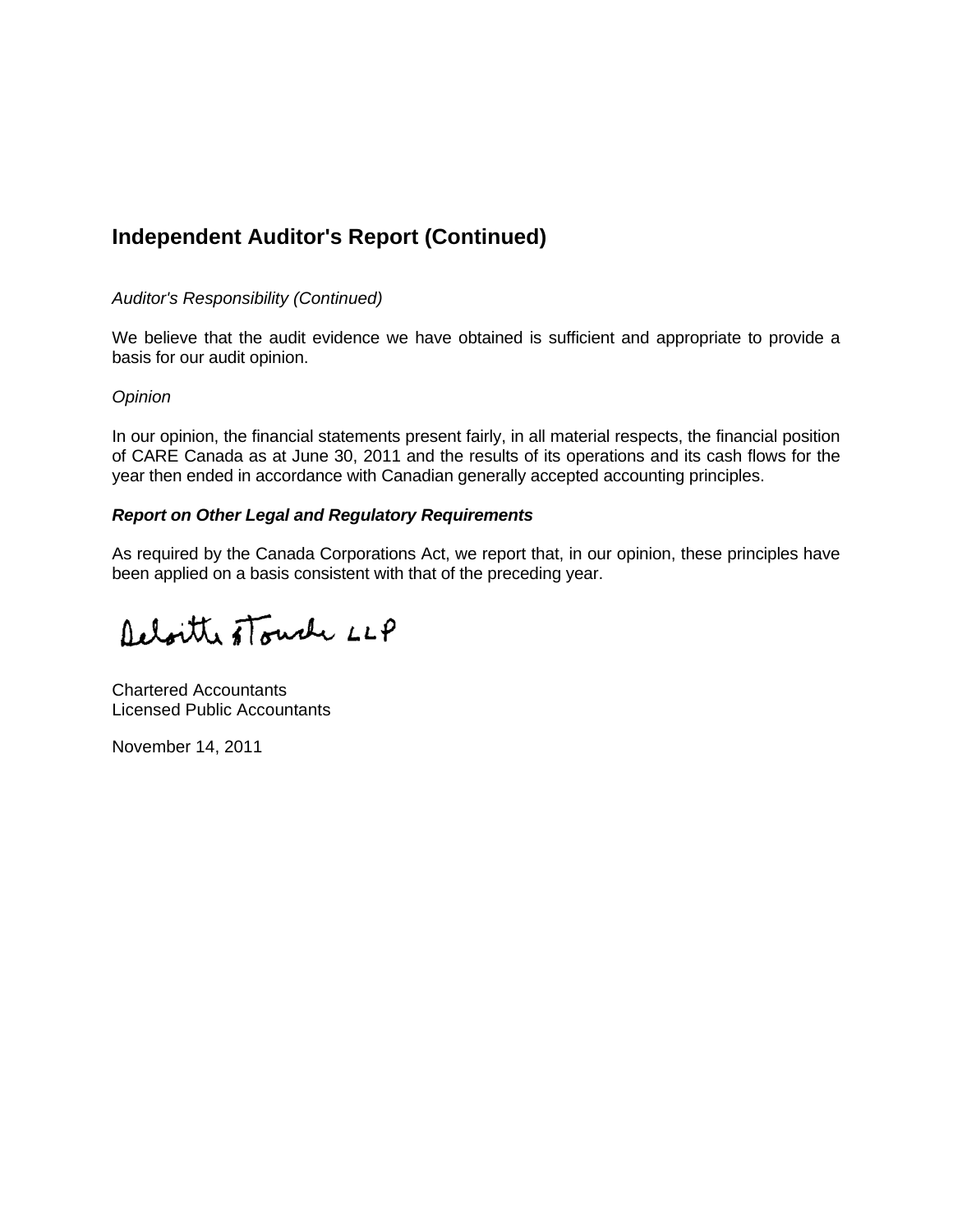## Independent Auditor's Report (Continued)

*Auditor's Responsibility (Continued)*

We believe that the audit evidence we have obtained is sufficient and appropriate to provide a basis for our audit opinion.

*Opinion*

In our opinion, the financial statements present fairly, in all material respects, the financial position of CARE Canada as at June 30, 2011 and the results of its operations and its cash flows for the year then ended in accordance with Canadian generally accepted accounting principles.

***Report on Other Legal and Regulatory Requirements***

As required by the Canada Corporations Act, we report that, in our opinion, these principles have been applied on a basis consistent with that of the preceding year.

Deloitte & Touche LLP

Chartered Accountants
Licensed Public Accountants

November 14, 2011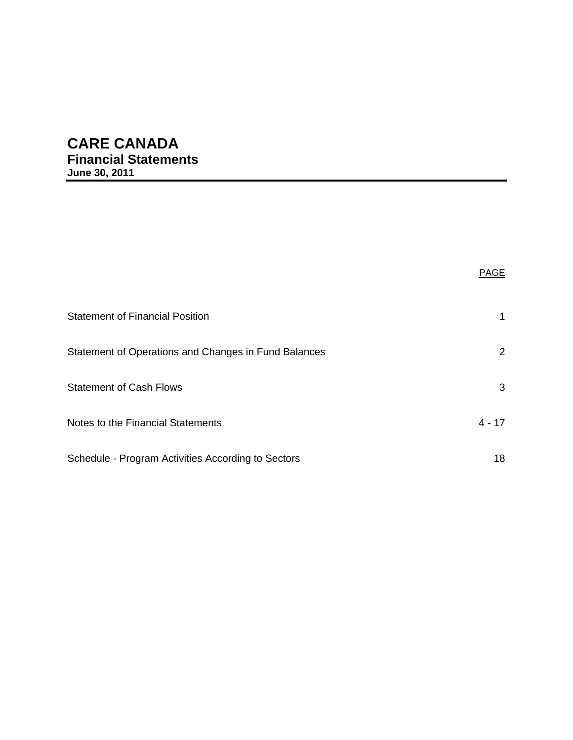# CARE CANADA
## Financial Statements
### June 30, 2011

| | PAGE |
|---|---|
| Statement of Financial Position | 1 |
| Statement of Operations and Changes in Fund Balances | 2 |
| Statement of Cash Flows | 3 |
| Notes to the Financial Statements | 4 - 17 |
| Schedule - Program Activities According to Sectors | 18 |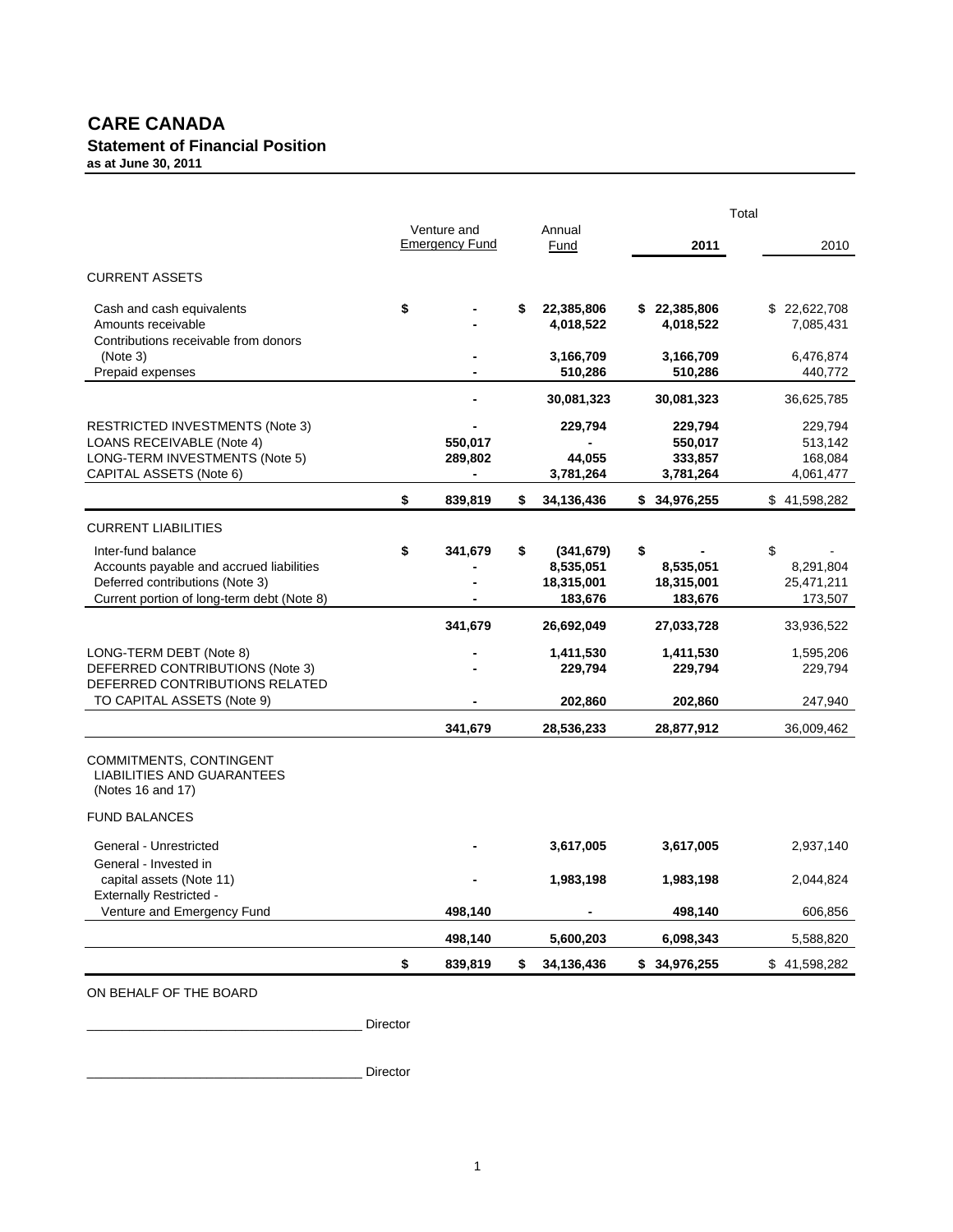# CARE CANADA

## Statement of Financial Position

**as at June 30, 2011**

| | Venture and Emergency Fund | Annual Fund | Total 2011 | Total 2010 |
|---|---|---|---|---|
| CURRENT ASSETS | | | | |
| Cash and cash equivalents | $ - | $ 22,385,806 | $ 22,385,806 | $ 22,622,708 |
| Amounts receivable | - | 4,018,522 | 4,018,522 | 7,085,431 |
| Contributions receivable from donors (Note 3) | - | 3,166,709 | 3,166,709 | 6,476,874 |
| Prepaid expenses | - | 510,286 | 510,286 | 440,772 |
| | - | 30,081,323 | 30,081,323 | 36,625,785 |
| RESTRICTED INVESTMENTS (Note 3) | - | 229,794 | 229,794 | 229,794 |
| LOANS RECEIVABLE (Note 4) | 550,017 | - | 550,017 | 513,142 |
| LONG-TERM INVESTMENTS (Note 5) | 289,802 | 44,055 | 333,857 | 168,084 |
| CAPITAL ASSETS (Note 6) | - | 3,781,264 | 3,781,264 | 4,061,477 |
| | $ 839,819 | $ 34,136,436 | $ 34,976,255 | $ 41,598,282 |
| CURRENT LIABILITIES | | | | |
| Inter-fund balance | $ 341,679 | $ (341,679) | $ - | $ - |
| Accounts payable and accrued liabilities | - | 8,535,051 | 8,535,051 | 8,291,804 |
| Deferred contributions (Note 3) | - | 18,315,001 | 18,315,001 | 25,471,211 |
| Current portion of long-term debt (Note 8) | - | 183,676 | 183,676 | 173,507 |
| | 341,679 | 26,692,049 | 27,033,728 | 33,936,522 |
| LONG-TERM DEBT (Note 8) | - | 1,411,530 | 1,411,530 | 1,595,206 |
| DEFERRED CONTRIBUTIONS (Note 3) | - | 229,794 | 229,794 | 229,794 |
| DEFERRED CONTRIBUTIONS RELATED TO CAPITAL ASSETS (Note 9) | - | 202,860 | 202,860 | 247,940 |
| | 341,679 | 28,536,233 | 28,877,912 | 36,009,462 |
| COMMITMENTS, CONTINGENT LIABILITIES AND GUARANTEES (Notes 16 and 17) | | | | |
| FUND BALANCES | | | | |
| General - Unrestricted | - | 3,617,005 | 3,617,005 | 2,937,140 |
| General - Invested in capital assets (Note 11) | - | 1,983,198 | 1,983,198 | 2,044,824 |
| Externally Restricted - Venture and Emergency Fund | 498,140 | - | 498,140 | 606,856 |
| | 498,140 | 5,600,203 | 6,098,343 | 5,588,820 |
| | $ 839,819 | $ 34,136,436 | $ 34,976,255 | $ 41,598,282 |

ON BEHALF OF THE BOARD

______________________________________ Director

______________________________________ Director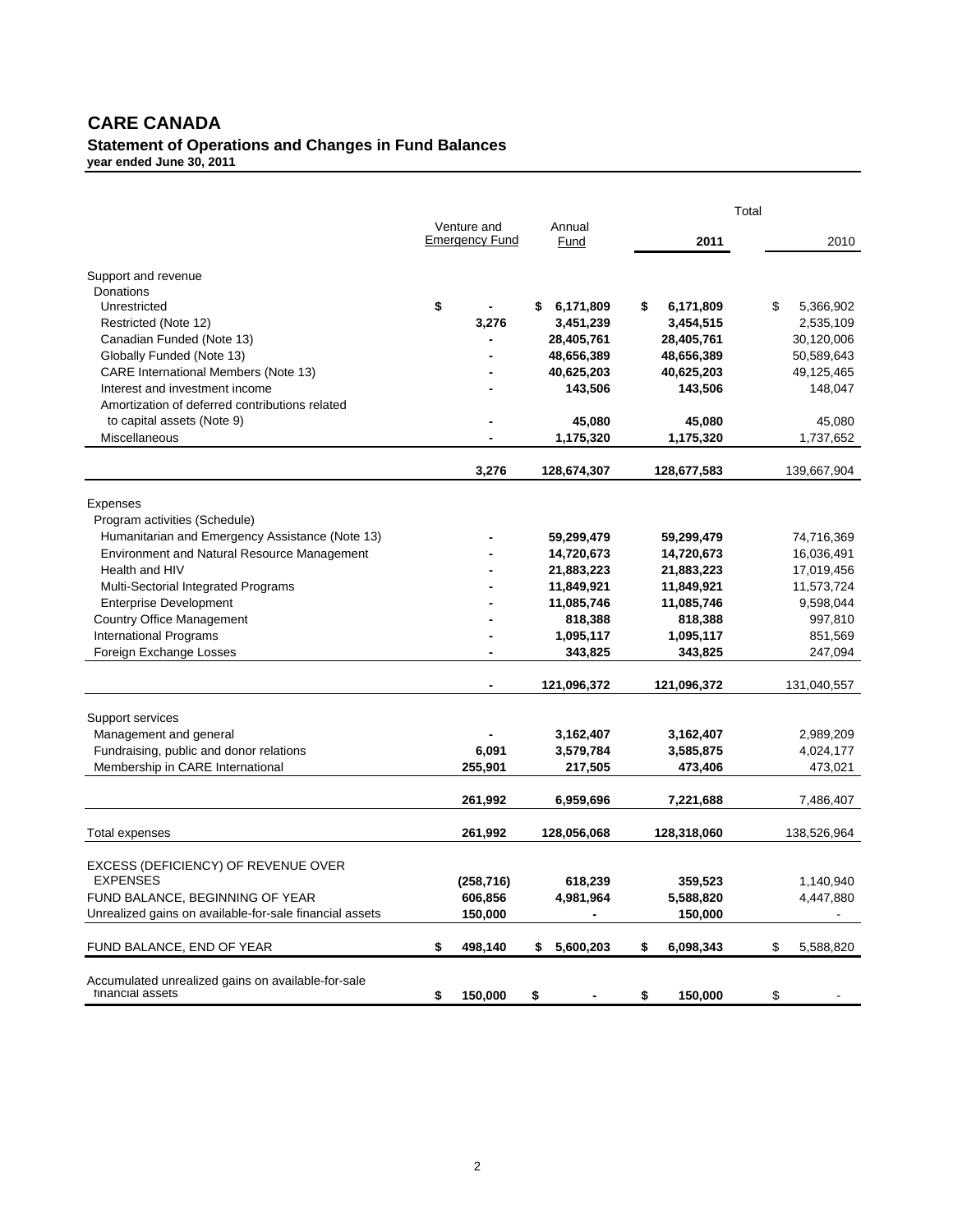# CARE CANADA

## Statement of Operations and Changes in Fund Balances

**year ended June 30, 2011**

| | Venture and Emergency Fund | Annual Fund | Total 2011 | Total 2010 |
|---|---|---|---|---|
| Support and revenue | | | | |
| Donations | | | | |
| Unrestricted | $ - | $ 6,171,809 | $ 6,171,809 | $ 5,366,902 |
| Restricted (Note 12) | 3,276 | 3,451,239 | 3,454,515 | 2,535,109 |
| Canadian Funded (Note 13) | - | 28,405,761 | 28,405,761 | 30,120,006 |
| Globally Funded (Note 13) | - | 48,656,389 | 48,656,389 | 50,589,643 |
| CARE International Members (Note 13) | - | 40,625,203 | 40,625,203 | 49,125,465 |
| Interest and investment income | - | 143,506 | 143,506 | 148,047 |
| Amortization of deferred contributions related to capital assets (Note 9) | - | 45,080 | 45,080 | 45,080 |
| Miscellaneous | - | 1,175,320 | 1,175,320 | 1,737,652 |
| | 3,276 | 128,674,307 | 128,677,583 | 139,667,904 |
| Expenses | | | | |
| Program activities (Schedule) | | | | |
| Humanitarian and Emergency Assistance (Note 13) | - | 59,299,479 | 59,299,479 | 74,716,369 |
| Environment and Natural Resource Management | - | 14,720,673 | 14,720,673 | 16,036,491 |
| Health and HIV | - | 21,883,223 | 21,883,223 | 17,019,456 |
| Multi-Sectorial Integrated Programs | - | 11,849,921 | 11,849,921 | 11,573,724 |
| Enterprise Development | - | 11,085,746 | 11,085,746 | 9,598,044 |
| Country Office Management | - | 818,388 | 818,388 | 997,810 |
| International Programs | - | 1,095,117 | 1,095,117 | 851,569 |
| Foreign Exchange Losses | - | 343,825 | 343,825 | 247,094 |
| | - | 121,096,372 | 121,096,372 | 131,040,557 |
| Support services | | | | |
| Management and general | - | 3,162,407 | 3,162,407 | 2,989,209 |
| Fundraising, public and donor relations | 6,091 | 3,579,784 | 3,585,875 | 4,024,177 |
| Membership in CARE International | 255,901 | 217,505 | 473,406 | 473,021 |
| | 261,992 | 6,959,696 | 7,221,688 | 7,486,407 |
| Total expenses | 261,992 | 128,056,068 | 128,318,060 | 138,526,964 |
| EXCESS (DEFICIENCY) OF REVENUE OVER EXPENSES | (258,716) | 618,239 | 359,523 | 1,140,940 |
| FUND BALANCE, BEGINNING OF YEAR | 606,856 | 4,981,964 | 5,588,820 | 4,447,880 |
| Unrealized gains on available-for-sale financial assets | 150,000 | - | 150,000 | - |
| FUND BALANCE, END OF YEAR | $ 498,140 | $ 5,600,203 | $ 6,098,343 | $ 5,588,820 |
| Accumulated unrealized gains on available-for-sale financial assets | $ 150,000 | $ - | $ 150,000 | $ - |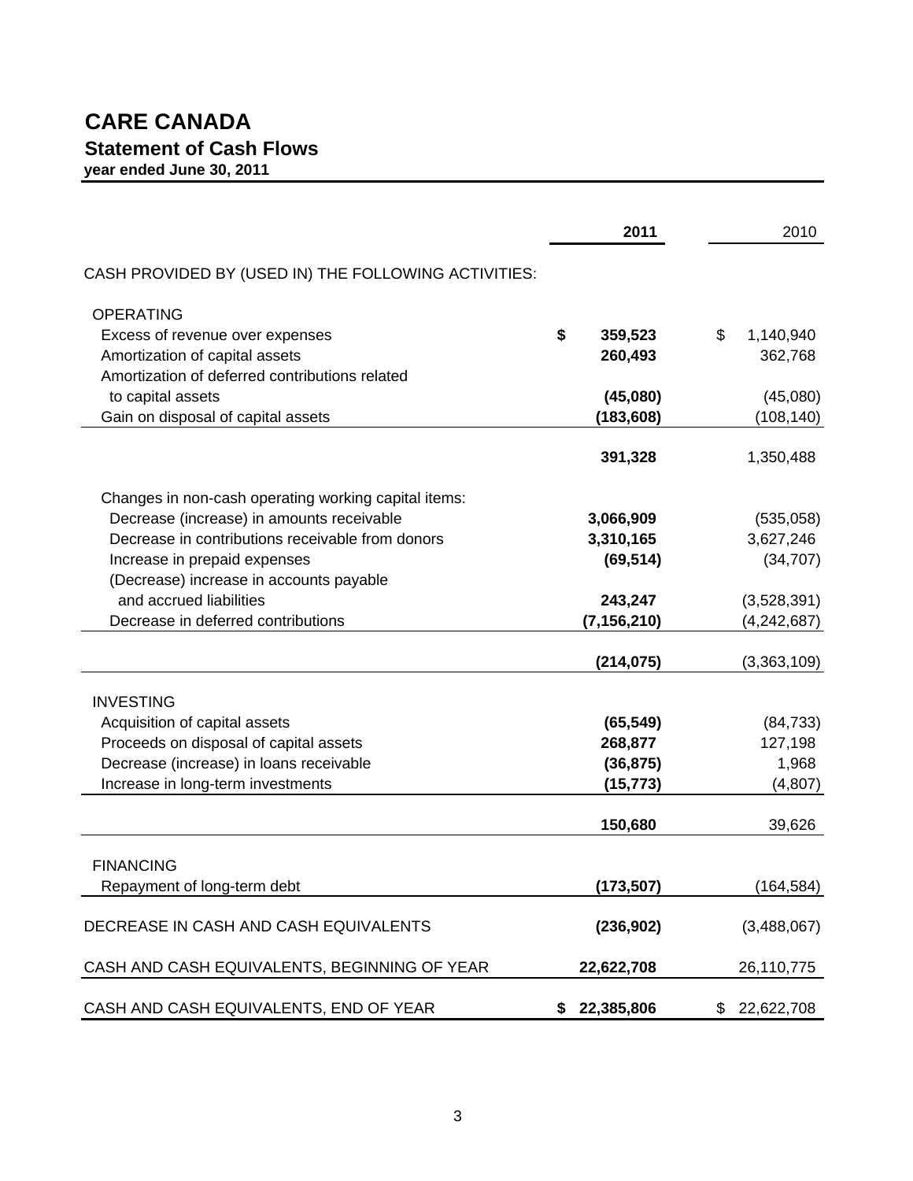# CARE CANADA

## Statement of Cash Flows

**year ended June 30, 2011**

| | **2011** | 2010 |
|---|---|---|
| CASH PROVIDED BY (USED IN) THE FOLLOWING ACTIVITIES: | | |
| OPERATING | | |
| Excess of revenue over expenses | **$ 359,523** | $ 1,140,940 |
| Amortization of capital assets | **260,493** | 362,768 |
| Amortization of deferred contributions related to capital assets | **(45,080)** | (45,080) |
| Gain on disposal of capital assets | **(183,608)** | (108,140) |
| | **391,328** | 1,350,488 |
| Changes in non-cash operating working capital items: | | |
| Decrease (increase) in amounts receivable | **3,066,909** | (535,058) |
| Decrease in contributions receivable from donors | **3,310,165** | 3,627,246 |
| Increase in prepaid expenses | **(69,514)** | (34,707) |
| (Decrease) increase in accounts payable and accrued liabilities | **243,247** | (3,528,391) |
| Decrease in deferred contributions | **(7,156,210)** | (4,242,687) |
| | **(214,075)** | (3,363,109) |
| INVESTING | | |
| Acquisition of capital assets | **(65,549)** | (84,733) |
| Proceeds on disposal of capital assets | **268,877** | 127,198 |
| Decrease (increase) in loans receivable | **(36,875)** | 1,968 |
| Increase in long-term investments | **(15,773)** | (4,807) |
| | **150,680** | 39,626 |
| FINANCING | | |
| Repayment of long-term debt | **(173,507)** | (164,584) |
| DECREASE IN CASH AND CASH EQUIVALENTS | **(236,902)** | (3,488,067) |
| CASH AND CASH EQUIVALENTS, BEGINNING OF YEAR | **22,622,708** | 26,110,775 |
| CASH AND CASH EQUIVALENTS, END OF YEAR | **$ 22,385,806** | $ 22,622,708 |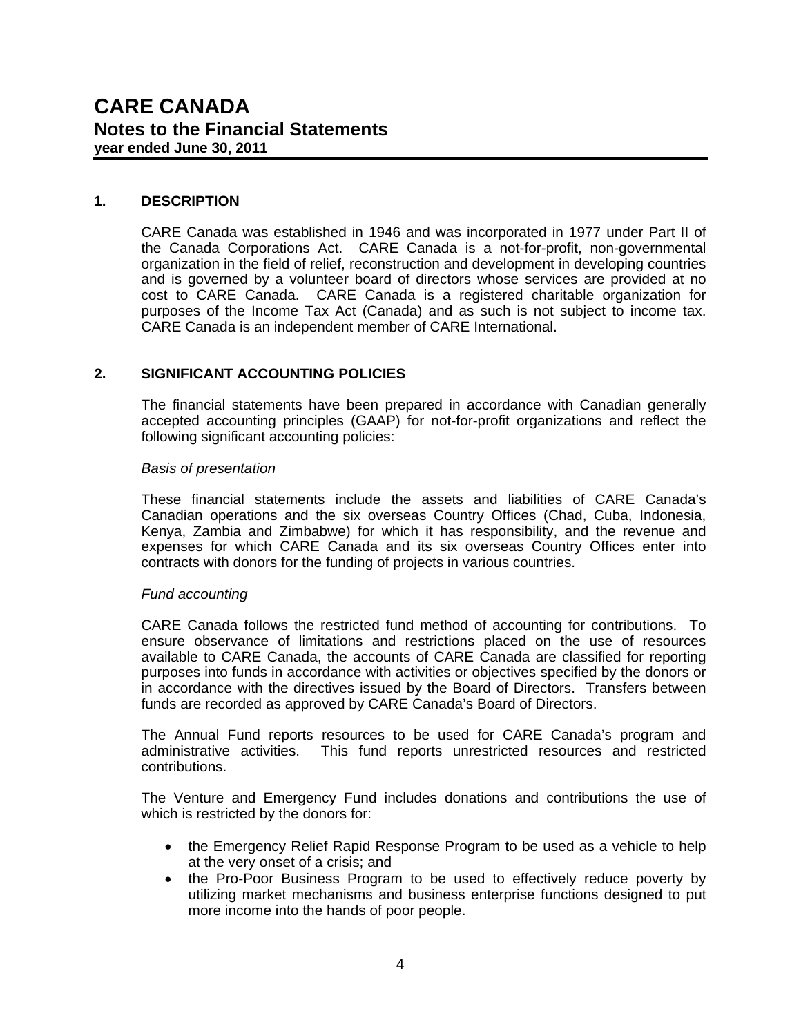# CARE CANADA

## Notes to the Financial Statements

**year ended June 30, 2011**

### 1. DESCRIPTION

CARE Canada was established in 1946 and was incorporated in 1977 under Part II of the Canada Corporations Act. CARE Canada is a not-for-profit, non-governmental organization in the field of relief, reconstruction and development in developing countries and is governed by a volunteer board of directors whose services are provided at no cost to CARE Canada. CARE Canada is a registered charitable organization for purposes of the Income Tax Act (Canada) and as such is not subject to income tax. CARE Canada is an independent member of CARE International.

### 2. SIGNIFICANT ACCOUNTING POLICIES

The financial statements have been prepared in accordance with Canadian generally accepted accounting principles (GAAP) for not-for-profit organizations and reflect the following significant accounting policies:

*Basis of presentation*

These financial statements include the assets and liabilities of CARE Canada's Canadian operations and the six overseas Country Offices (Chad, Cuba, Indonesia, Kenya, Zambia and Zimbabwe) for which it has responsibility, and the revenue and expenses for which CARE Canada and its six overseas Country Offices enter into contracts with donors for the funding of projects in various countries.

*Fund accounting*

CARE Canada follows the restricted fund method of accounting for contributions. To ensure observance of limitations and restrictions placed on the use of resources available to CARE Canada, the accounts of CARE Canada are classified for reporting purposes into funds in accordance with activities or objectives specified by the donors or in accordance with the directives issued by the Board of Directors. Transfers between funds are recorded as approved by CARE Canada's Board of Directors.

The Annual Fund reports resources to be used for CARE Canada's program and administrative activities. This fund reports unrestricted resources and restricted contributions.

The Venture and Emergency Fund includes donations and contributions the use of which is restricted by the donors for:

- the Emergency Relief Rapid Response Program to be used as a vehicle to help at the very onset of a crisis; and
- the Pro-Poor Business Program to be used to effectively reduce poverty by utilizing market mechanisms and business enterprise functions designed to put more income into the hands of poor people.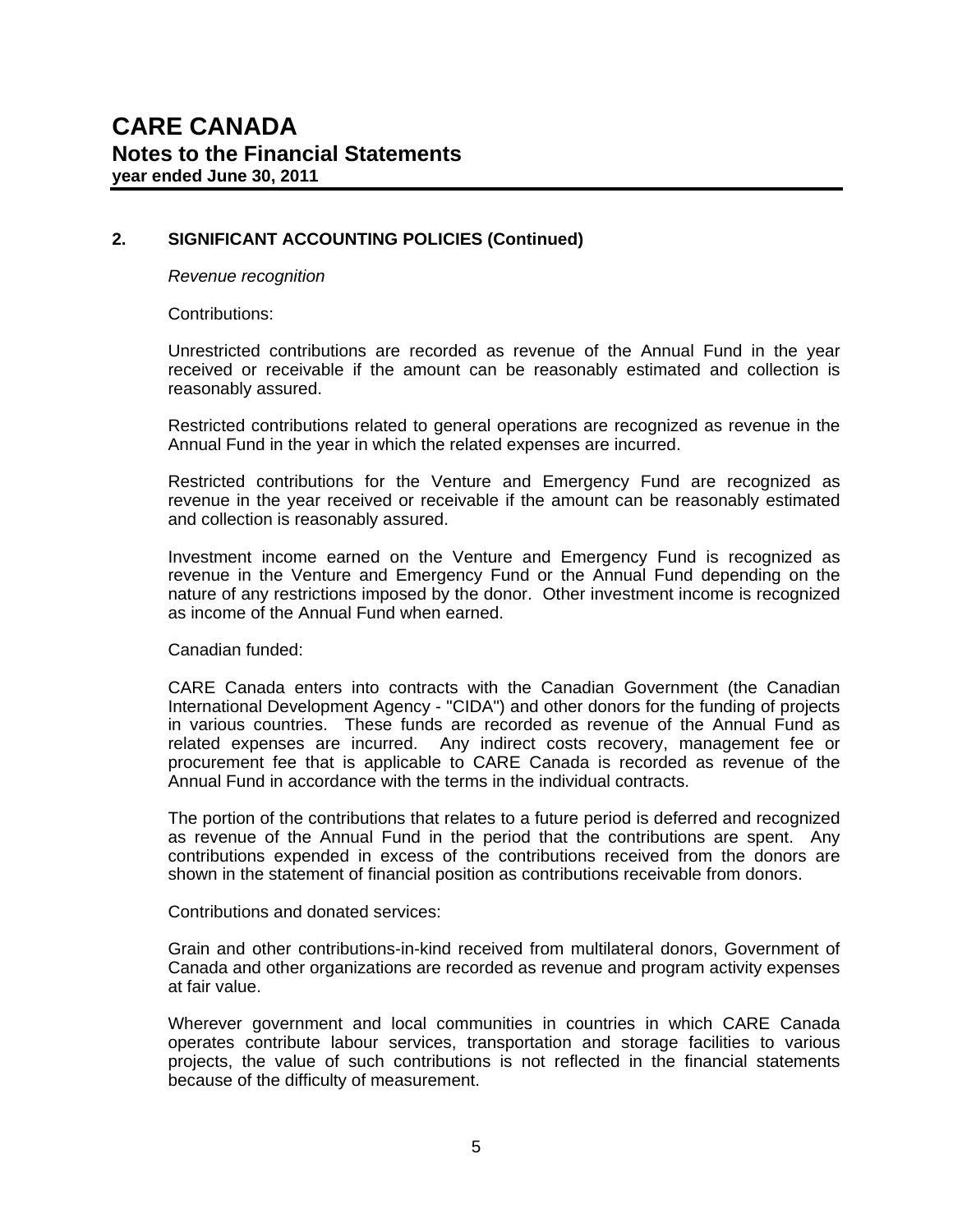# CARE CANADA

## Notes to the Financial Statements

**year ended June 30, 2011**

### 2. SIGNIFICANT ACCOUNTING POLICIES (Continued)

*Revenue recognition*

Contributions:

Unrestricted contributions are recorded as revenue of the Annual Fund in the year received or receivable if the amount can be reasonably estimated and collection is reasonably assured.

Restricted contributions related to general operations are recognized as revenue in the Annual Fund in the year in which the related expenses are incurred.

Restricted contributions for the Venture and Emergency Fund are recognized as revenue in the year received or receivable if the amount can be reasonably estimated and collection is reasonably assured.

Investment income earned on the Venture and Emergency Fund is recognized as revenue in the Venture and Emergency Fund or the Annual Fund depending on the nature of any restrictions imposed by the donor. Other investment income is recognized as income of the Annual Fund when earned.

Canadian funded:

CARE Canada enters into contracts with the Canadian Government (the Canadian International Development Agency - "CIDA") and other donors for the funding of projects in various countries. These funds are recorded as revenue of the Annual Fund as related expenses are incurred. Any indirect costs recovery, management fee or procurement fee that is applicable to CARE Canada is recorded as revenue of the Annual Fund in accordance with the terms in the individual contracts.

The portion of the contributions that relates to a future period is deferred and recognized as revenue of the Annual Fund in the period that the contributions are spent. Any contributions expended in excess of the contributions received from the donors are shown in the statement of financial position as contributions receivable from donors.

Contributions and donated services:

Grain and other contributions-in-kind received from multilateral donors, Government of Canada and other organizations are recorded as revenue and program activity expenses at fair value.

Wherever government and local communities in countries in which CARE Canada operates contribute labour services, transportation and storage facilities to various projects, the value of such contributions is not reflected in the financial statements because of the difficulty of measurement.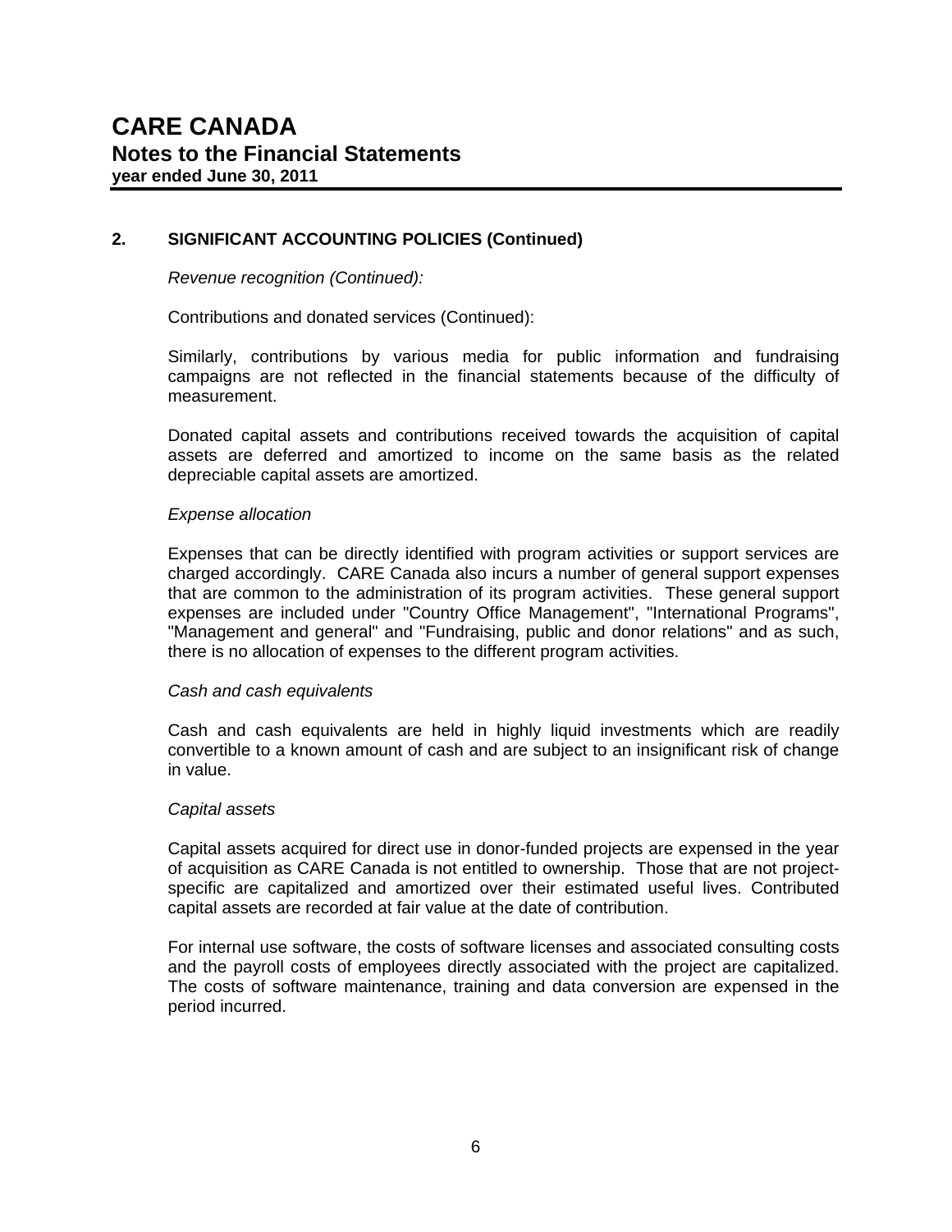# CARE CANADA

## Notes to the Financial Statements

**year ended June 30, 2011**

### 2. SIGNIFICANT ACCOUNTING POLICIES (Continued)

*Revenue recognition (Continued):*

Contributions and donated services (Continued):

Similarly, contributions by various media for public information and fundraising campaigns are not reflected in the financial statements because of the difficulty of measurement.

Donated capital assets and contributions received towards the acquisition of capital assets are deferred and amortized to income on the same basis as the related depreciable capital assets are amortized.

*Expense allocation*

Expenses that can be directly identified with program activities or support services are charged accordingly. CARE Canada also incurs a number of general support expenses that are common to the administration of its program activities. These general support expenses are included under "Country Office Management", "International Programs", "Management and general" and "Fundraising, public and donor relations" and as such, there is no allocation of expenses to the different program activities.

*Cash and cash equivalents*

Cash and cash equivalents are held in highly liquid investments which are readily convertible to a known amount of cash and are subject to an insignificant risk of change in value.

*Capital assets*

Capital assets acquired for direct use in donor-funded projects are expensed in the year of acquisition as CARE Canada is not entitled to ownership. Those that are not project-specific are capitalized and amortized over their estimated useful lives. Contributed capital assets are recorded at fair value at the date of contribution.

For internal use software, the costs of software licenses and associated consulting costs and the payroll costs of employees directly associated with the project are capitalized. The costs of software maintenance, training and data conversion are expensed in the period incurred.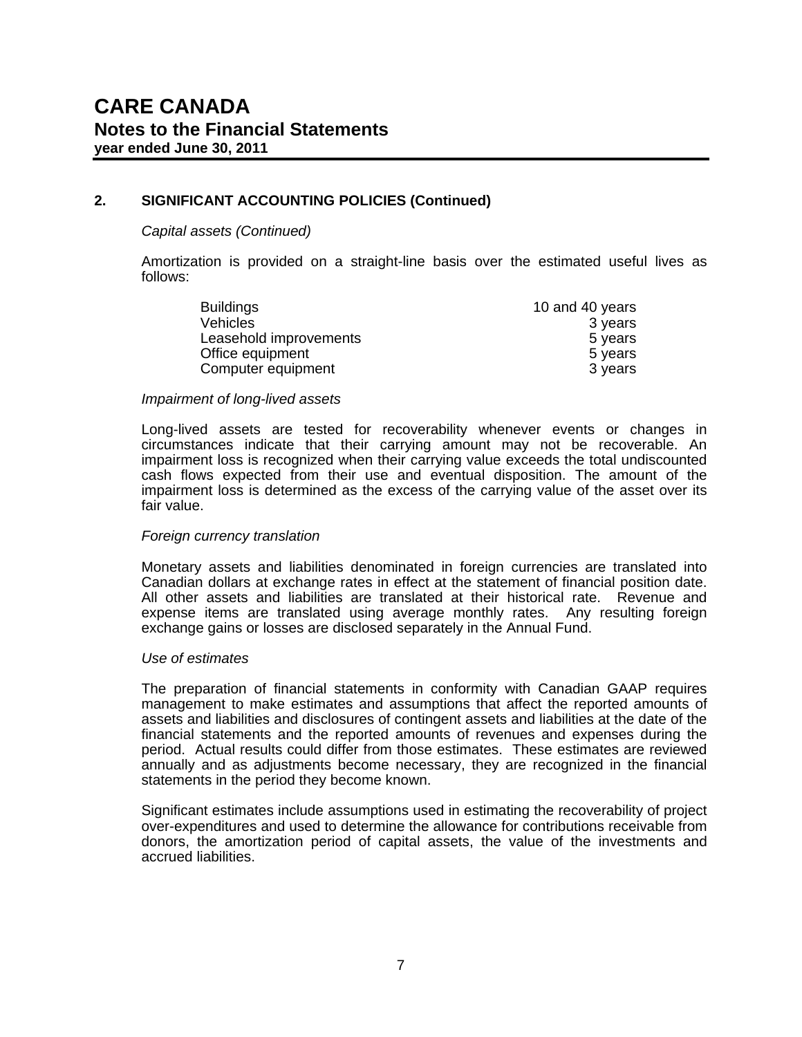# CARE CANADA
## Notes to the Financial Statements
**year ended June 30, 2011**

### 2. SIGNIFICANT ACCOUNTING POLICIES (Continued)

*Capital assets (Continued)*

Amortization is provided on a straight-line basis over the estimated useful lives as follows:

| | |
|---|---|
| Buildings | 10 and 40 years |
| Vehicles | 3 years |
| Leasehold improvements | 5 years |
| Office equipment | 5 years |
| Computer equipment | 3 years |

*Impairment of long-lived assets*

Long-lived assets are tested for recoverability whenever events or changes in circumstances indicate that their carrying amount may not be recoverable. An impairment loss is recognized when their carrying value exceeds the total undiscounted cash flows expected from their use and eventual disposition. The amount of the impairment loss is determined as the excess of the carrying value of the asset over its fair value.

*Foreign currency translation*

Monetary assets and liabilities denominated in foreign currencies are translated into Canadian dollars at exchange rates in effect at the statement of financial position date. All other assets and liabilities are translated at their historical rate. Revenue and expense items are translated using average monthly rates. Any resulting foreign exchange gains or losses are disclosed separately in the Annual Fund.

*Use of estimates*

The preparation of financial statements in conformity with Canadian GAAP requires management to make estimates and assumptions that affect the reported amounts of assets and liabilities and disclosures of contingent assets and liabilities at the date of the financial statements and the reported amounts of revenues and expenses during the period. Actual results could differ from those estimates. These estimates are reviewed annually and as adjustments become necessary, they are recognized in the financial statements in the period they become known.

Significant estimates include assumptions used in estimating the recoverability of project over-expenditures and used to determine the allowance for contributions receivable from donors, the amortization period of capital assets, the value of the investments and accrued liabilities.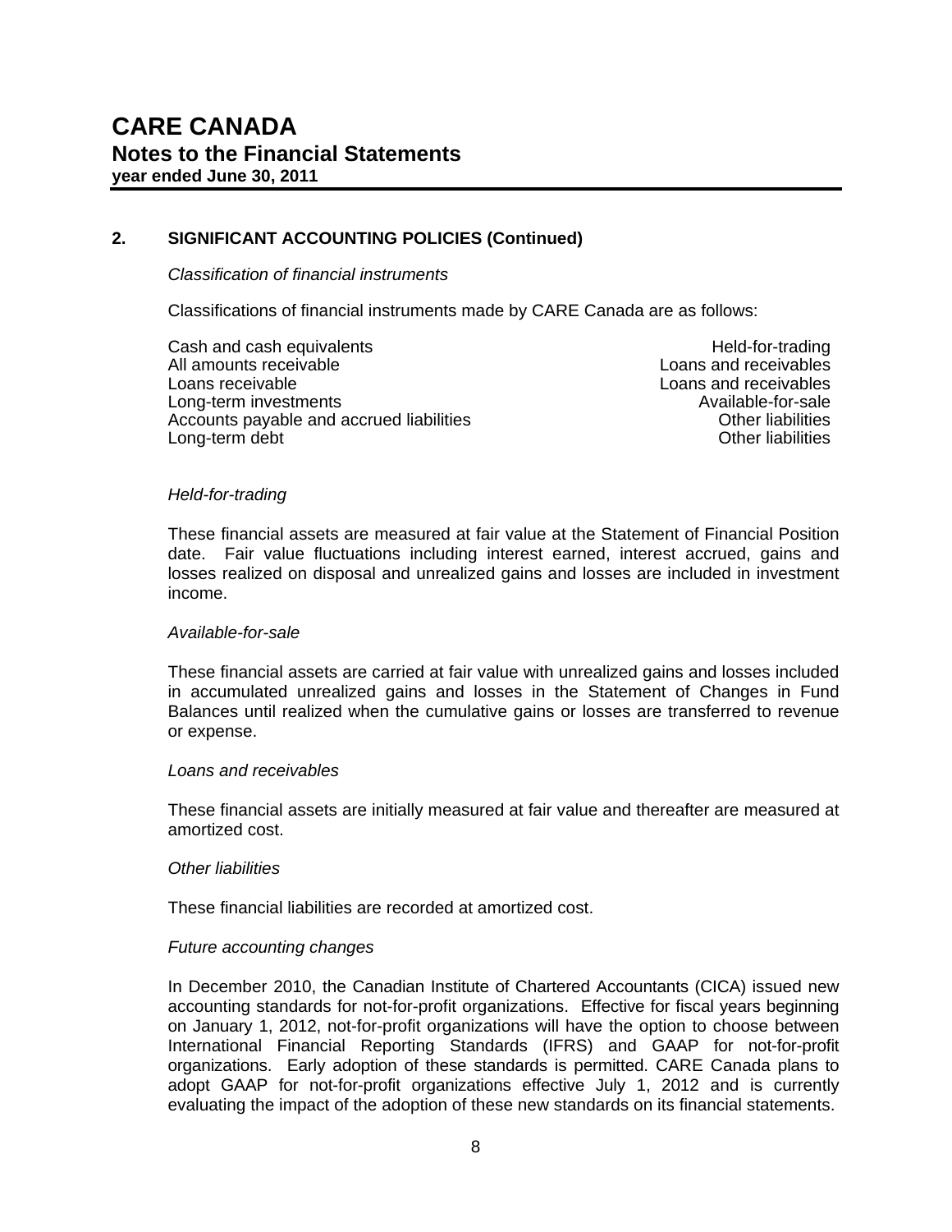# CARE CANADA
## Notes to the Financial Statements
**year ended June 30, 2011**

### 2. SIGNIFICANT ACCOUNTING POLICIES (Continued)

*Classification of financial instruments*

Classifications of financial instruments made by CARE Canada are as follows:

| | |
|---|---|
| Cash and cash equivalents | Held-for-trading |
| All amounts receivable | Loans and receivables |
| Loans receivable | Loans and receivables |
| Long-term investments | Available-for-sale |
| Accounts payable and accrued liabilities | Other liabilities |
| Long-term debt | Other liabilities |

*Held-for-trading*

These financial assets are measured at fair value at the Statement of Financial Position date. Fair value fluctuations including interest earned, interest accrued, gains and losses realized on disposal and unrealized gains and losses are included in investment income.

*Available-for-sale*

These financial assets are carried at fair value with unrealized gains and losses included in accumulated unrealized gains and losses in the Statement of Changes in Fund Balances until realized when the cumulative gains or losses are transferred to revenue or expense.

*Loans and receivables*

These financial assets are initially measured at fair value and thereafter are measured at amortized cost.

*Other liabilities*

These financial liabilities are recorded at amortized cost.

*Future accounting changes*

In December 2010, the Canadian Institute of Chartered Accountants (CICA) issued new accounting standards for not-for-profit organizations. Effective for fiscal years beginning on January 1, 2012, not-for-profit organizations will have the option to choose between International Financial Reporting Standards (IFRS) and GAAP for not-for-profit organizations. Early adoption of these standards is permitted. CARE Canada plans to adopt GAAP for not-for-profit organizations effective July 1, 2012 and is currently evaluating the impact of the adoption of these new standards on its financial statements.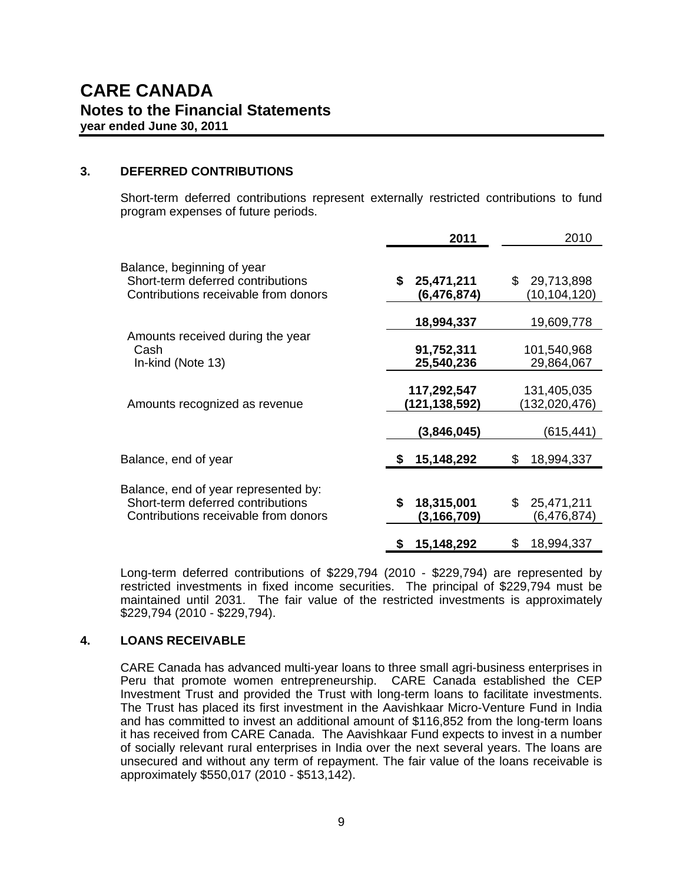# CARE CANADA

## Notes to the Financial Statements

**year ended June 30, 2011**

### 3. DEFERRED CONTRIBUTIONS

Short-term deferred contributions represent externally restricted contributions to fund program expenses of future periods.

| | **2011** | 2010 |
|---|---|---|
| Balance, beginning of year | | |
| Short-term deferred contributions | **$ 25,471,211** | $ 29,713,898 |
| Contributions receivable from donors | **(6,476,874)** | (10,104,120) |
| | **18,994,337** | 19,609,778 |
| Amounts received during the year | | |
| Cash | **91,752,311** | 101,540,968 |
| In-kind (Note 13) | **25,540,236** | 29,864,067 |
| | **117,292,547** | 131,405,035 |
| Amounts recognized as revenue | **(121,138,592)** | (132,020,476) |
| | **(3,846,045)** | (615,441) |
| Balance, end of year | **$ 15,148,292** | $ 18,994,337 |
| Balance, end of year represented by: | | |
| Short-term deferred contributions | **$ 18,315,001** | $ 25,471,211 |
| Contributions receivable from donors | **(3,166,709)** | (6,476,874) |
| | **$ 15,148,292** | $ 18,994,337 |

Long-term deferred contributions of $229,794 (2010 - $229,794) are represented by restricted investments in fixed income securities. The principal of $229,794 must be maintained until 2031. The fair value of the restricted investments is approximately $229,794 (2010 - $229,794).

### 4. LOANS RECEIVABLE

CARE Canada has advanced multi-year loans to three small agri-business enterprises in Peru that promote women entrepreneurship. CARE Canada established the CEP Investment Trust and provided the Trust with long-term loans to facilitate investments. The Trust has placed its first investment in the Aavishkaar Micro-Venture Fund in India and has committed to invest an additional amount of $116,852 from the long-term loans it has received from CARE Canada. The Aavishkaar Fund expects to invest in a number of socially relevant rural enterprises in India over the next several years. The loans are unsecured and without any term of repayment. The fair value of the loans receivable is approximately $550,017 (2010 - $513,142).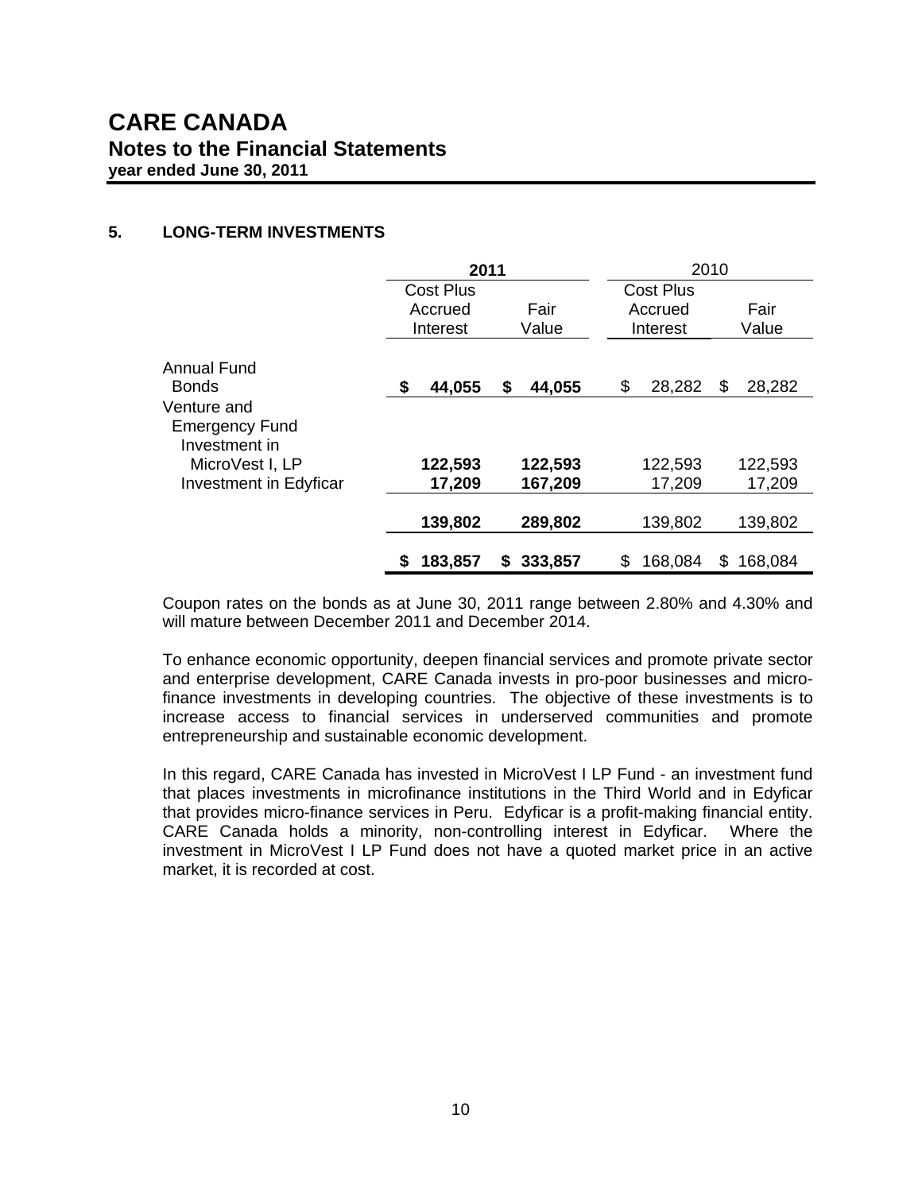# CARE CANADA

## Notes to the Financial Statements

**year ended June 30, 2011**

### 5. LONG-TERM INVESTMENTS

| | **2011** | | 2010 | |
|---|---|---|---|---|
| | **Cost Plus Accrued Interest** | **Fair Value** | Cost Plus Accrued Interest | Fair Value |
| Annual Fund Bonds | **$ 44,055** | **$ 44,055** | $ 28,282 | $ 28,282 |
| Venture and Emergency Fund | | | | |
| Investment in MicroVest I, LP | **122,593** | **122,593** | 122,593 | 122,593 |
| Investment in Edyficar | **17,209** | **167,209** | 17,209 | 17,209 |
| | **139,802** | **289,802** | 139,802 | 139,802 |
| | **$ 183,857** | **$ 333,857** | $ 168,084 | $ 168,084 |

Coupon rates on the bonds as at June 30, 2011 range between 2.80% and 4.30% and will mature between December 2011 and December 2014.

To enhance economic opportunity, deepen financial services and promote private sector and enterprise development, CARE Canada invests in pro-poor businesses and micro-finance investments in developing countries. The objective of these investments is to increase access to financial services in underserved communities and promote entrepreneurship and sustainable economic development.

In this regard, CARE Canada has invested in MicroVest I LP Fund - an investment fund that places investments in microfinance institutions in the Third World and in Edyficar that provides micro-finance services in Peru. Edyficar is a profit-making financial entity. CARE Canada holds a minority, non-controlling interest in Edyficar. Where the investment in MicroVest I LP Fund does not have a quoted market price in an active market, it is recorded at cost.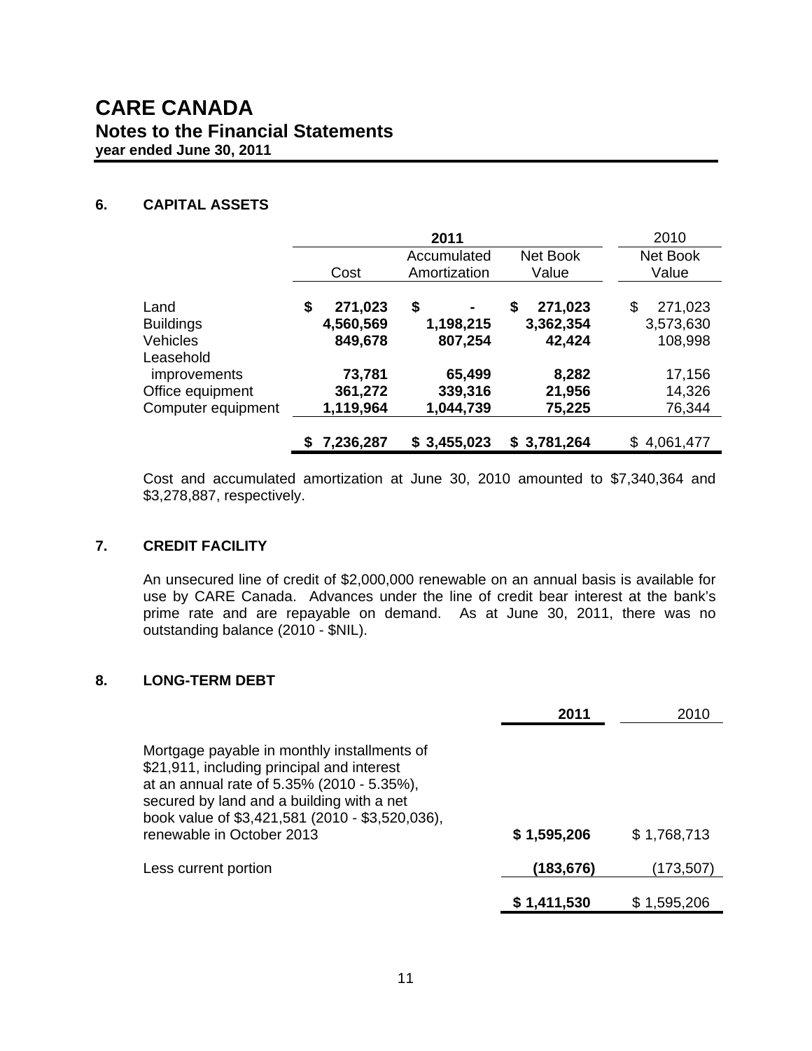# CARE CANADA

## Notes to the Financial Statements

**year ended June 30, 2011**

### 6. CAPITAL ASSETS

| | **2011** | | | 2010 |
|---|---|---|---|---|
| | Cost | Accumulated Amortization | Net Book Value | Net Book Value |
| Land | **$ 271,023** | **$ -** | **$ 271,023** | $ 271,023 |
| Buildings | **4,560,569** | **1,198,215** | **3,362,354** | 3,573,630 |
| Vehicles | **849,678** | **807,254** | **42,424** | 108,998 |
| Leasehold improvements | **73,781** | **65,499** | **8,282** | 17,156 |
| Office equipment | **361,272** | **339,316** | **21,956** | 14,326 |
| Computer equipment | **1,119,964** | **1,044,739** | **75,225** | 76,344 |
| | **$ 7,236,287** | **$ 3,455,023** | **$ 3,781,264** | $ 4,061,477 |

Cost and accumulated amortization at June 30, 2010 amounted to $7,340,364 and $3,278,887, respectively.

### 7. CREDIT FACILITY

An unsecured line of credit of $2,000,000 renewable on an annual basis is available for use by CARE Canada. Advances under the line of credit bear interest at the bank's prime rate and are repayable on demand. As at June 30, 2011, there was no outstanding balance (2010 - $NIL).

### 8. LONG-TERM DEBT

| | **2011** | 2010 |
|---|---|---|
| Mortgage payable in monthly installments of $21,911, including principal and interest at an annual rate of 5.35% (2010 - 5.35%), secured by land and a building with a net book value of $3,421,581 (2010 - $3,520,036), renewable in October 2013 | **$ 1,595,206** | $ 1,768,713 |
| Less current portion | **(183,676)** | (173,507) |
| | **$ 1,411,530** | $ 1,595,206 |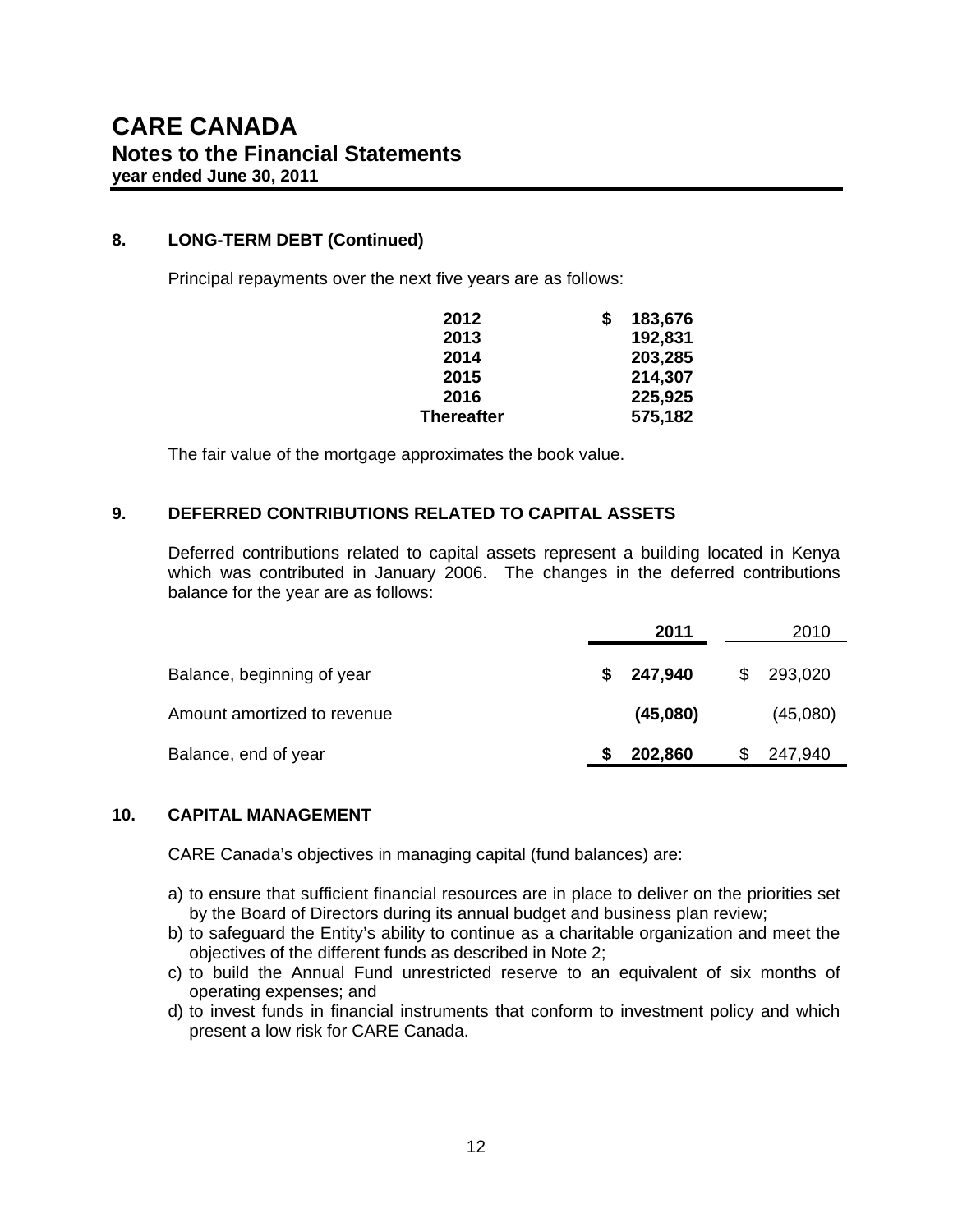# CARE CANADA
## Notes to the Financial Statements
**year ended June 30, 2011**

### 8. LONG-TERM DEBT (Continued)

Principal repayments over the next five years are as follows:

| | |
|---|---|
| **2012** | **$ 183,676** |
| **2013** | **192,831** |
| **2014** | **203,285** |
| **2015** | **214,307** |
| **2016** | **225,925** |
| **Thereafter** | **575,182** |

The fair value of the mortgage approximates the book value.

### 9. DEFERRED CONTRIBUTIONS RELATED TO CAPITAL ASSETS

Deferred contributions related to capital assets represent a building located in Kenya which was contributed in January 2006. The changes in the deferred contributions balance for the year are as follows:

| | **2011** | 2010 |
|---|---|---|
| Balance, beginning of year | **$ 247,940** | $ 293,020 |
| Amount amortized to revenue | **(45,080)** | (45,080) |
| Balance, end of year | **$ 202,860** | $ 247,940 |

### 10. CAPITAL MANAGEMENT

CARE Canada's objectives in managing capital (fund balances) are:

a) to ensure that sufficient financial resources are in place to deliver on the priorities set by the Board of Directors during its annual budget and business plan review;
b) to safeguard the Entity's ability to continue as a charitable organization and meet the objectives of the different funds as described in Note 2;
c) to build the Annual Fund unrestricted reserve to an equivalent of six months of operating expenses; and
d) to invest funds in financial instruments that conform to investment policy and which present a low risk for CARE Canada.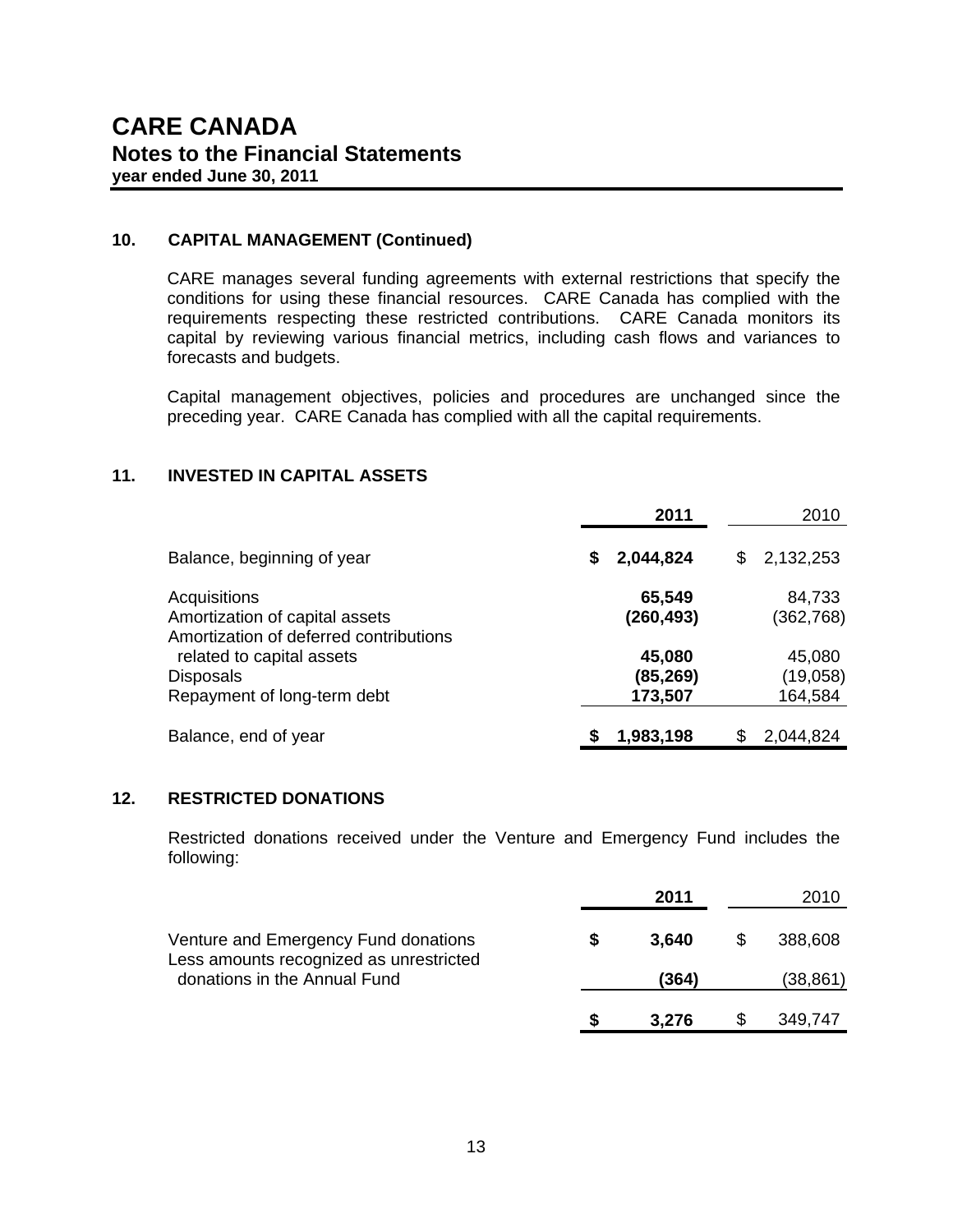# CARE CANADA

## Notes to the Financial Statements

**year ended June 30, 2011**

### 10. CAPITAL MANAGEMENT (Continued)

CARE manages several funding agreements with external restrictions that specify the conditions for using these financial resources. CARE Canada has complied with the requirements respecting these restricted contributions. CARE Canada monitors its capital by reviewing various financial metrics, including cash flows and variances to forecasts and budgets.

Capital management objectives, policies and procedures are unchanged since the preceding year. CARE Canada has complied with all the capital requirements.

### 11. INVESTED IN CAPITAL ASSETS

| | **2011** | 2010 |
|---|---|---|
| Balance, beginning of year | **$ 2,044,824** | $ 2,132,253 |
| Acquisitions | **65,549** | 84,733 |
| Amortization of capital assets | **(260,493)** | (362,768) |
| Amortization of deferred contributions related to capital assets | **45,080** | 45,080 |
| Disposals | **(85,269)** | (19,058) |
| Repayment of long-term debt | **173,507** | 164,584 |
| Balance, end of year | **$ 1,983,198** | $ 2,044,824 |

### 12. RESTRICTED DONATIONS

Restricted donations received under the Venture and Emergency Fund includes the following:

| | **2011** | 2010 |
|---|---|---|
| Venture and Emergency Fund donations | **$ 3,640** | $ 388,608 |
| Less amounts recognized as unrestricted donations in the Annual Fund | **(364)** | (38,861) |
| | **$ 3,276** | $ 349,747 |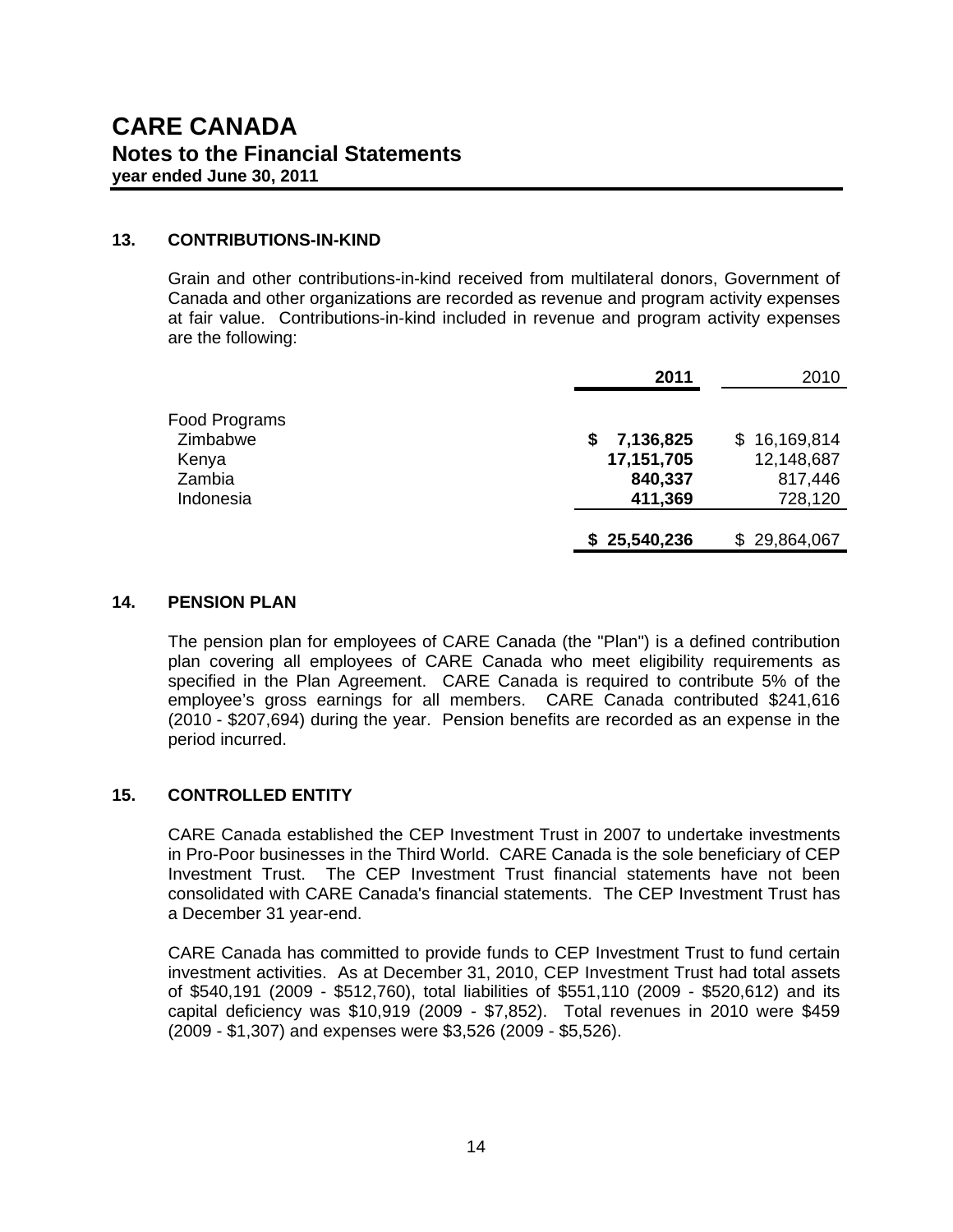# CARE CANADA

## Notes to the Financial Statements

**year ended June 30, 2011**

### 13. CONTRIBUTIONS-IN-KIND

Grain and other contributions-in-kind received from multilateral donors, Government of Canada and other organizations are recorded as revenue and program activity expenses at fair value. Contributions-in-kind included in revenue and program activity expenses are the following:

| | **2011** | 2010 |
|---|---|---|
| Food Programs | | |
| Zimbabwe | **$ 7,136,825** | $ 16,169,814 |
| Kenya | **17,151,705** | 12,148,687 |
| Zambia | **840,337** | 817,446 |
| Indonesia | **411,369** | 728,120 |
| | **$ 25,540,236** | $ 29,864,067 |

### 14. PENSION PLAN

The pension plan for employees of CARE Canada (the "Plan") is a defined contribution plan covering all employees of CARE Canada who meet eligibility requirements as specified in the Plan Agreement. CARE Canada is required to contribute 5% of the employee's gross earnings for all members. CARE Canada contributed $241,616 (2010 - $207,694) during the year. Pension benefits are recorded as an expense in the period incurred.

### 15. CONTROLLED ENTITY

CARE Canada established the CEP Investment Trust in 2007 to undertake investments in Pro-Poor businesses in the Third World. CARE Canada is the sole beneficiary of CEP Investment Trust. The CEP Investment Trust financial statements have not been consolidated with CARE Canada's financial statements. The CEP Investment Trust has a December 31 year-end.

CARE Canada has committed to provide funds to CEP Investment Trust to fund certain investment activities. As at December 31, 2010, CEP Investment Trust had total assets of $540,191 (2009 - $512,760), total liabilities of $551,110 (2009 - $520,612) and its capital deficiency was $10,919 (2009 - $7,852). Total revenues in 2010 were $459 (2009 - $1,307) and expenses were $3,526 (2009 - $5,526).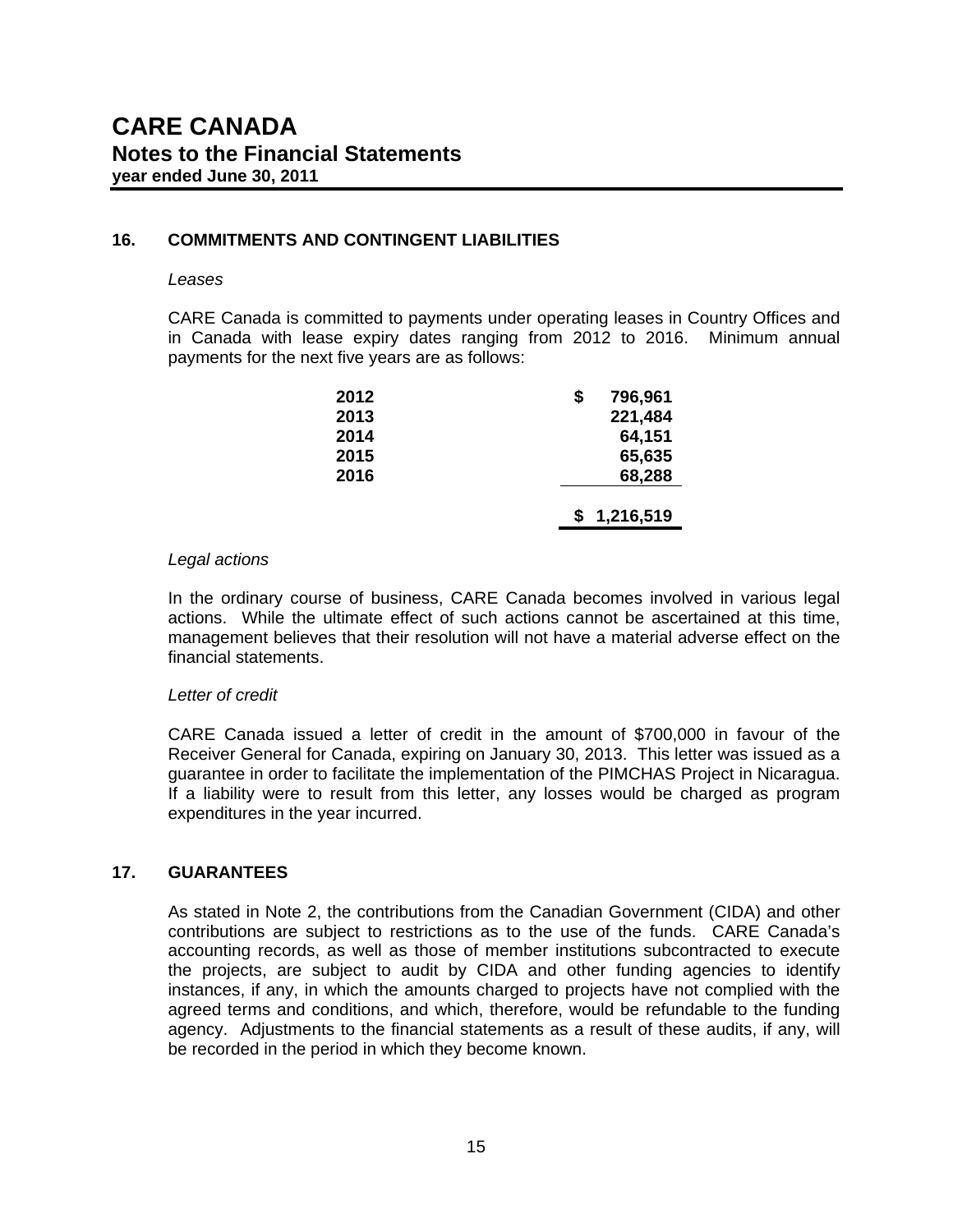# CARE CANADA

## Notes to the Financial Statements

**year ended June 30, 2011**

### 16. COMMITMENTS AND CONTINGENT LIABILITIES

*Leases*

CARE Canada is committed to payments under operating leases in Country Offices and in Canada with lease expiry dates ranging from 2012 to 2016. Minimum annual payments for the next five years are as follows:

| | |
|---|---|
| **2012** | **$ 796,961** |
| **2013** | **221,484** |
| **2014** | **64,151** |
| **2015** | **65,635** |
| **2016** | **68,288** |
| | **$ 1,216,519** |

*Legal actions*

In the ordinary course of business, CARE Canada becomes involved in various legal actions. While the ultimate effect of such actions cannot be ascertained at this time, management believes that their resolution will not have a material adverse effect on the financial statements.

*Letter of credit*

CARE Canada issued a letter of credit in the amount of $700,000 in favour of the Receiver General for Canada, expiring on January 30, 2013. This letter was issued as a guarantee in order to facilitate the implementation of the PIMCHAS Project in Nicaragua. If a liability were to result from this letter, any losses would be charged as program expenditures in the year incurred.

### 17. GUARANTEES

As stated in Note 2, the contributions from the Canadian Government (CIDA) and other contributions are subject to restrictions as to the use of the funds. CARE Canada's accounting records, as well as those of member institutions subcontracted to execute the projects, are subject to audit by CIDA and other funding agencies to identify instances, if any, in which the amounts charged to projects have not complied with the agreed terms and conditions, and which, therefore, would be refundable to the funding agency. Adjustments to the financial statements as a result of these audits, if any, will be recorded in the period in which they become known.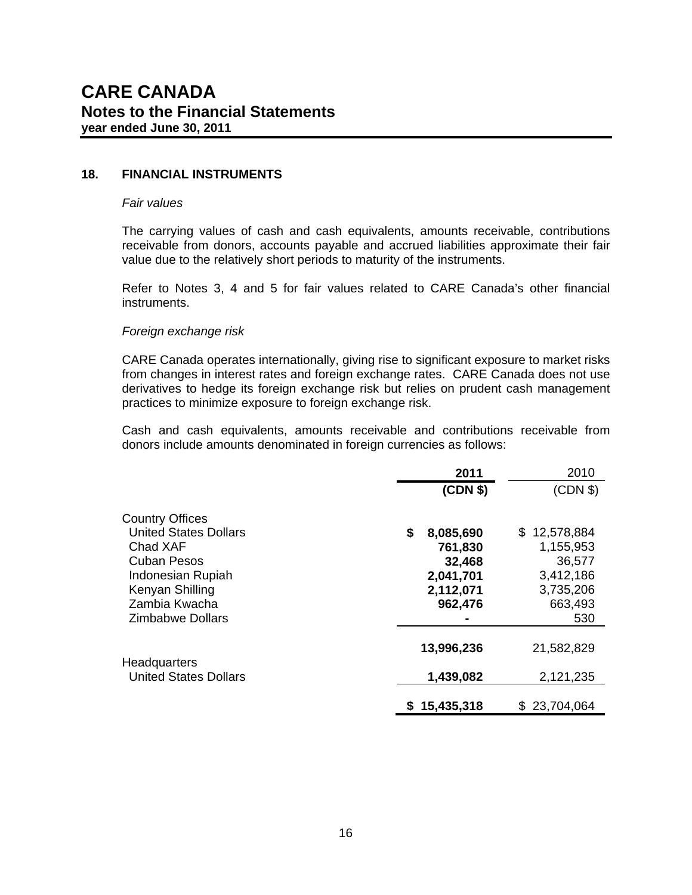# CARE CANADA
## Notes to the Financial Statements
**year ended June 30, 2011**

### 18. FINANCIAL INSTRUMENTS

*Fair values*

The carrying values of cash and cash equivalents, amounts receivable, contributions receivable from donors, accounts payable and accrued liabilities approximate their fair value due to the relatively short periods to maturity of the instruments.

Refer to Notes 3, 4 and 5 for fair values related to CARE Canada's other financial instruments.

*Foreign exchange risk*

CARE Canada operates internationally, giving rise to significant exposure to market risks from changes in interest rates and foreign exchange rates. CARE Canada does not use derivatives to hedge its foreign exchange risk but relies on prudent cash management practices to minimize exposure to foreign exchange risk.

Cash and cash equivalents, amounts receivable and contributions receivable from donors include amounts denominated in foreign currencies as follows:

| | **2011** | 2010 |
|---|---|---|
| | **(CDN $)** | (CDN $) |
| Country Offices | | |
| United States Dollars | **$ 8,085,690** | $ 12,578,884 |
| Chad XAF | **761,830** | 1,155,953 |
| Cuban Pesos | **32,468** | 36,577 |
| Indonesian Rupiah | **2,041,701** | 3,412,186 |
| Kenyan Shilling | **2,112,071** | 3,735,206 |
| Zambia Kwacha | **962,476** | 663,493 |
| Zimbabwe Dollars | **-** | 530 |
| | **13,996,236** | 21,582,829 |
| Headquarters | | |
| United States Dollars | **1,439,082** | 2,121,235 |
| | **$ 15,435,318** | $ 23,704,064 |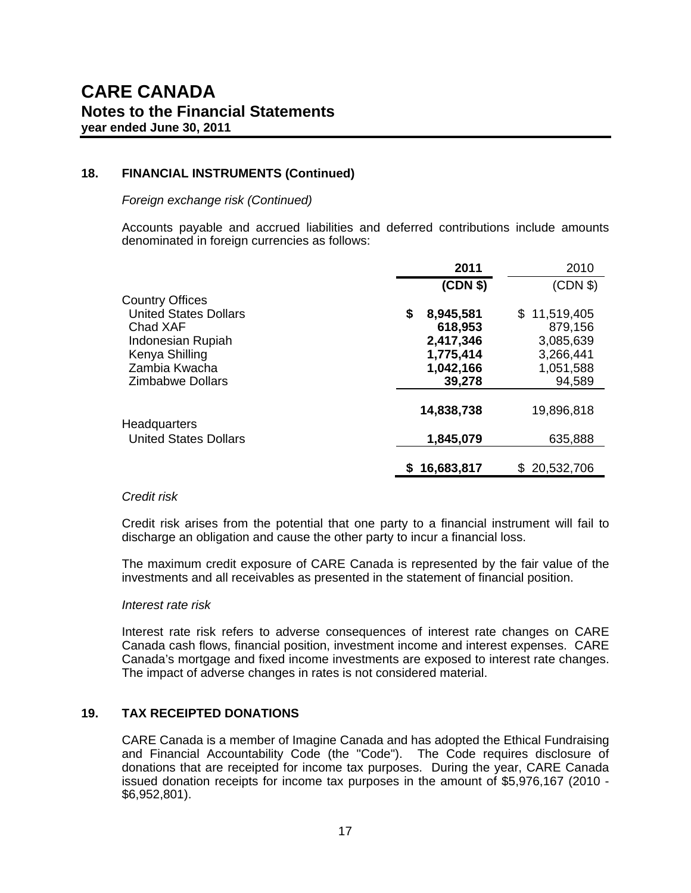# CARE CANADA
## Notes to the Financial Statements
**year ended June 30, 2011**

### 18. FINANCIAL INSTRUMENTS (Continued)

*Foreign exchange risk (Continued)*

Accounts payable and accrued liabilities and deferred contributions include amounts denominated in foreign currencies as follows:

| | **2011** | 2010 |
|---|---|---|
| | **(CDN $)** | (CDN $) |
| Country Offices | | |
| United States Dollars | **$ 8,945,581** | $ 11,519,405 |
| Chad XAF | **618,953** | 879,156 |
| Indonesian Rupiah | **2,417,346** | 3,085,639 |
| Kenya Shilling | **1,775,414** | 3,266,441 |
| Zambia Kwacha | **1,042,166** | 1,051,588 |
| Zimbabwe Dollars | **39,278** | 94,589 |
| | **14,838,738** | 19,896,818 |
| Headquarters | | |
| United States Dollars | **1,845,079** | 635,888 |
| | **$ 16,683,817** | $ 20,532,706 |

*Credit risk*

Credit risk arises from the potential that one party to a financial instrument will fail to discharge an obligation and cause the other party to incur a financial loss.

The maximum credit exposure of CARE Canada is represented by the fair value of the investments and all receivables as presented in the statement of financial position.

*Interest rate risk*

Interest rate risk refers to adverse consequences of interest rate changes on CARE Canada cash flows, financial position, investment income and interest expenses. CARE Canada's mortgage and fixed income investments are exposed to interest rate changes. The impact of adverse changes in rates is not considered material.

### 19. TAX RECEIPTED DONATIONS

CARE Canada is a member of Imagine Canada and has adopted the Ethical Fundraising and Financial Accountability Code (the "Code"). The Code requires disclosure of donations that are receipted for income tax purposes. During the year, CARE Canada issued donation receipts for income tax purposes in the amount of $5,976,167 (2010 - $6,952,801).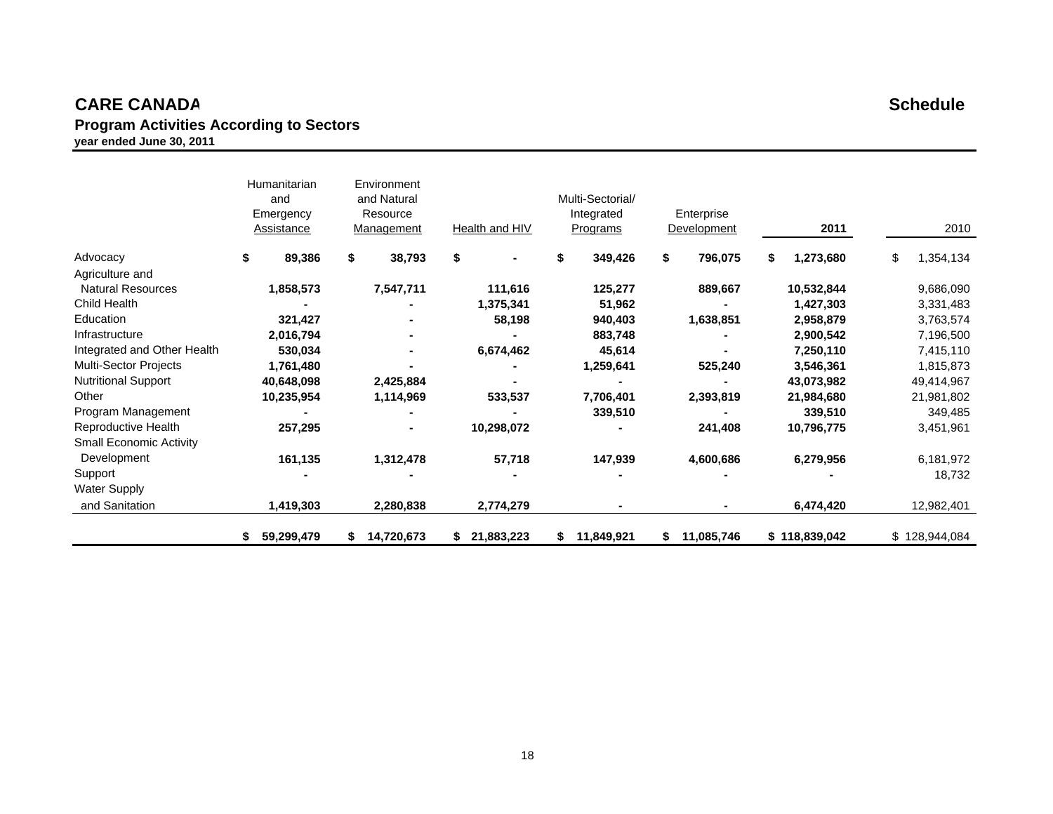# CARE CANADA

**Schedule**

### Program Activities According to Sectors

**year ended June 30, 2011**

| | Humanitarian and Emergency Assistance | Environment and Natural Resource Management | Health and HIV | Multi-Sectorial/ Integrated Programs | Enterprise Development | 2011 | 2010 |
|---|---|---|---|---|---|---|---|
| Advocacy | $ 89,386 | $ 38,793 | $ - | $ 349,426 | $ 796,075 | $ 1,273,680 | $ 1,354,134 |
| Agriculture and Natural Resources | 1,858,573 | 7,547,711 | 111,616 | 125,277 | 889,667 | 10,532,844 | 9,686,090 |
| Child Health | - | - | 1,375,341 | 51,962 | - | 1,427,303 | 3,331,483 |
| Education | 321,427 | - | 58,198 | 940,403 | 1,638,851 | 2,958,879 | 3,763,574 |
| Infrastructure | 2,016,794 | - | - | 883,748 | - | 2,900,542 | 7,196,500 |
| Integrated and Other Health | 530,034 | - | 6,674,462 | 45,614 | - | 7,250,110 | 7,415,110 |
| Multi-Sector Projects | 1,761,480 | - | - | 1,259,641 | 525,240 | 3,546,361 | 1,815,873 |
| Nutritional Support | 40,648,098 | 2,425,884 | - | - | - | 43,073,982 | 49,414,967 |
| Other | 10,235,954 | 1,114,969 | 533,537 | 7,706,401 | 2,393,819 | 21,984,680 | 21,981,802 |
| Program Management | - | - | - | 339,510 | - | 339,510 | 349,485 |
| Reproductive Health | 257,295 | - | 10,298,072 | - | 241,408 | 10,796,775 | 3,451,961 |
| Small Economic Activity Development | 161,135 | 1,312,478 | 57,718 | 147,939 | 4,600,686 | 6,279,956 | 6,181,972 |
| Support | - | - | - | - | - | - | 18,732 |
| Water Supply and Sanitation | 1,419,303 | 2,280,838 | 2,774,279 | - | - | 6,474,420 | 12,982,401 |
| | $ 59,299,479 | $ 14,720,673 | $ 21,883,223 | $ 11,849,921 | $ 11,085,746 | $ 118,839,042 | $ 128,944,084 |